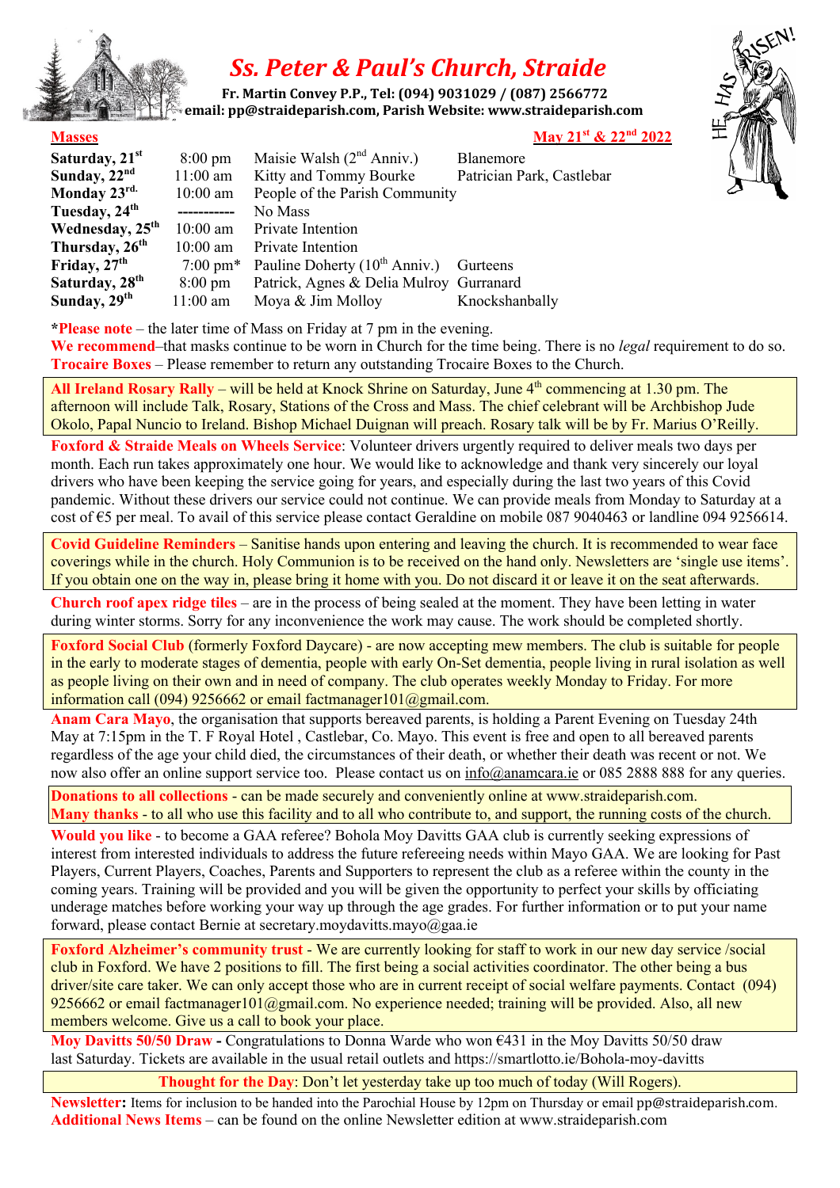# Ss. Peter & Paul's Church, Straide

**Fr. Martin Convey P.P., Tel: (094) 9031029 / (087) 2566772**
**email: pp@straideparish.com, Parish Website: www.straideparish.com**

HE HAS RISEN!

**Masses** — **May 21st & 22nd 2022**

| | | | |
|---|---|---|---|
| **Saturday, 21st** | 8:00 pm | Maisie Walsh (2nd Anniv.) | Blanemore |
| **Sunday, 22nd** | 11:00 am | Kitty and Tommy Bourke | Patrician Park, Castlebar |
| **Monday 23rd.** | 10:00 am | People of the Parish Community | |
| **Tuesday, 24th** | ----------- | No Mass | |
| **Wednesday, 25th** | 10:00 am | Private Intention | |
| **Thursday, 26th** | 10:00 am | Private Intention | |
| **Friday, 27th** | 7:00 pm* | Pauline Doherty (10th Anniv.) | Gurteens |
| **Saturday, 28th** | 8:00 pm | Patrick, Agnes & Delia Mulroy | Gurranard |
| **Sunday, 29th** | 11:00 am | Moya & Jim Molloy | Knockshanbally |

***Please note** – the later time of Mass on Friday at 7 pm in the evening.
**We recommend**–that masks continue to be worn in Church for the time being. There is no *legal* requirement to do so.
**Trocaire Boxes** – Please remember to return any outstanding Trocaire Boxes to the Church.

**All Ireland Rosary Rally** – will be held at Knock Shrine on Saturday, June 4th commencing at 1.30 pm. The afternoon will include Talk, Rosary, Stations of the Cross and Mass. The chief celebrant will be Archbishop Jude Okolo, Papal Nuncio to Ireland. Bishop Michael Duignan will preach. Rosary talk will be by Fr. Marius O'Reilly.

**Foxford & Straide Meals on Wheels Service**: Volunteer drivers urgently required to deliver meals two days per month. Each run takes approximately one hour. We would like to acknowledge and thank very sincerely our loyal drivers who have been keeping the service going for years, and especially during the last two years of this Covid pandemic. Without these drivers our service could not continue. We can provide meals from Monday to Saturday at a cost of €5 per meal. To avail of this service please contact Geraldine on mobile 087 9040463 or landline 094 9256614.

**Covid Guideline Reminders** – Sanitise hands upon entering and leaving the church. It is recommended to wear face coverings while in the church. Holy Communion is to be received on the hand only. Newsletters are 'single use items'. If you obtain one on the way in, please bring it home with you. Do not discard it or leave it on the seat afterwards.

**Church roof apex ridge tiles** – are in the process of being sealed at the moment. They have been letting in water during winter storms. Sorry for any inconvenience the work may cause. The work should be completed shortly.

**Foxford Social Club** (formerly Foxford Daycare) - are now accepting mew members. The club is suitable for people in the early to moderate stages of dementia, people with early On-Set dementia, people living in rural isolation as well as people living on their own and in need of company. The club operates weekly Monday to Friday. For more information call (094) 9256662 or email factmanager101@gmail.com.

**Anam Cara Mayo**, the organisation that supports bereaved parents, is holding a Parent Evening on Tuesday 24th May at 7:15pm in the T. F Royal Hotel , Castlebar, Co. Mayo. This event is free and open to all bereaved parents regardless of the age your child died, the circumstances of their death, or whether their death was recent or not. We now also offer an online support service too. Please contact us on info@anamcara.ie or 085 2888 888 for any queries.

**Donations to all collections** - can be made securely and conveniently online at www.straideparish.com.
**Many thanks** - to all who use this facility and to all who contribute to, and support, the running costs of the church.

**Would you like** - to become a GAA referee? Bohola Moy Davitts GAA club is currently seeking expressions of interest from interested individuals to address the future refereeing needs within Mayo GAA. We are looking for Past Players, Current Players, Coaches, Parents and Supporters to represent the club as a referee within the county in the coming years. Training will be provided and you will be given the opportunity to perfect your skills by officiating underage matches before working your way up through the age grades. For further information or to put your name forward, please contact Bernie at secretary.moydavitts.mayo@gaa.ie

**Foxford Alzheimer's community trust** - We are currently looking for staff to work in our new day service /social club in Foxford. We have 2 positions to fill. The first being a social activities coordinator. The other being a bus driver/site care taker. We can only accept those who are in current receipt of social welfare payments. Contact (094) 9256662 or email factmanager101@gmail.com. No experience needed; training will be provided. Also, all new members welcome. Give us a call to book your place.

**Moy Davitts 50/50 Draw -** Congratulations to Donna Warde who won €431 in the Moy Davitts 50/50 draw last Saturday. Tickets are available in the usual retail outlets and https://smartlotto.ie/Bohola-moy-davitts

**Thought for the Day**: Don't let yesterday take up too much of today (Will Rogers).

**Newsletter:** Items for inclusion to be handed into the Parochial House by 12pm on Thursday or email pp@straideparish.com.
**Additional News Items** – can be found on the online Newsletter edition at www.straideparish.com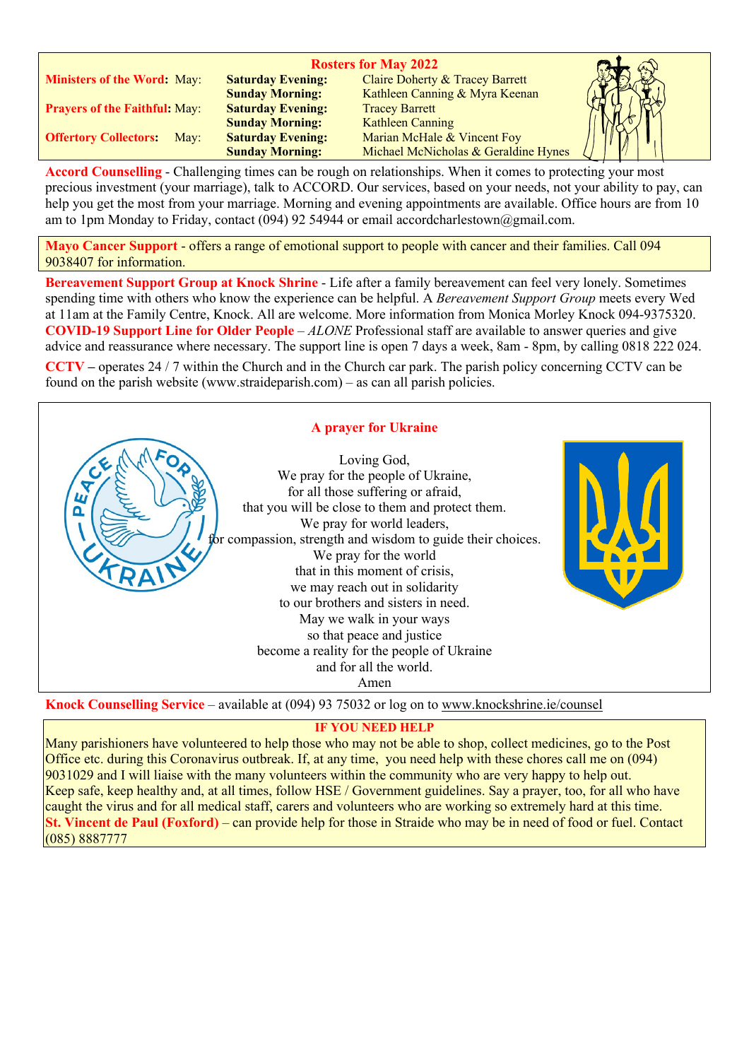## Rosters for May 2022

| | | | |
|---|---|---|---|
| **Ministers of the Word:** | May: | **Saturday Evening:** | Claire Doherty & Tracey Barrett |
| | | **Sunday Morning:** | Kathleen Canning & Myra Keenan |
| **Prayers of the Faithful:** | May: | **Saturday Evening:** | Tracey Barrett |
| | | **Sunday Morning:** | Kathleen Canning |
| **Offertory Collectors:** | May: | **Saturday Evening:** | Marian McHale & Vincent Foy |
| | | **Sunday Morning:** | Michael McNicholas & Geraldine Hynes |

**Accord Counselling** - Challenging times can be rough on relationships. When it comes to protecting your most precious investment (your marriage), talk to ACCORD. Our services, based on your needs, not your ability to pay, can help you get the most from your marriage. Morning and evening appointments are available. Office hours are from 10 am to 1pm Monday to Friday, contact (094) 92 54944 or email accordcharlestown@gmail.com.

**Mayo Cancer Support** - offers a range of emotional support to people with cancer and their families. Call 094 9038407 for information.

**Bereavement Support Group at Knock Shrine** - Life after a family bereavement can feel very lonely. Sometimes spending time with others who know the experience can be helpful. A *Bereavement Support Group* meets every Wed at 11am at the Family Centre, Knock. All are welcome. More information from Monica Morley Knock 094-9375320.

**COVID-19 Support Line for Older People** – *ALONE* Professional staff are available to answer queries and give advice and reassurance where necessary. The support line is open 7 days a week, 8am - 8pm, by calling 0818 222 024.

**CCTV** – operates 24 / 7 within the Church and in the Church car park. The parish policy concerning CCTV can be found on the parish website (www.straideparish.com) – as can all parish policies.

### A prayer for Ukraine

Loving God,
We pray for the people of Ukraine,
for all those suffering or afraid,
that you will be close to them and protect them.
We pray for world leaders,
for compassion, strength and wisdom to guide their choices.
We pray for the world
that in this moment of crisis,
we may reach out in solidarity
to our brothers and sisters in need.
May we walk in your ways
so that peace and justice
become a reality for the people of Ukraine
and for all the world.
Amen

**Knock Counselling Service** – available at (094) 93 75032 or log on to www.knockshrine.ie/counsel

### IF YOU NEED HELP

Many parishioners have volunteered to help those who may not be able to shop, collect medicines, go to the Post Office etc. during this Coronavirus outbreak. If, at any time, you need help with these chores call me on (094) 9031029 and I will liaise with the many volunteers within the community who are very happy to help out.
Keep safe, keep healthy and, at all times, follow HSE / Government guidelines. Say a prayer, too, for all who have caught the virus and for all medical staff, carers and volunteers who are working so extremely hard at this time.

**St. Vincent de Paul (Foxford)** – can provide help for those in Straide who may be in need of food or fuel. Contact (085) 8887777